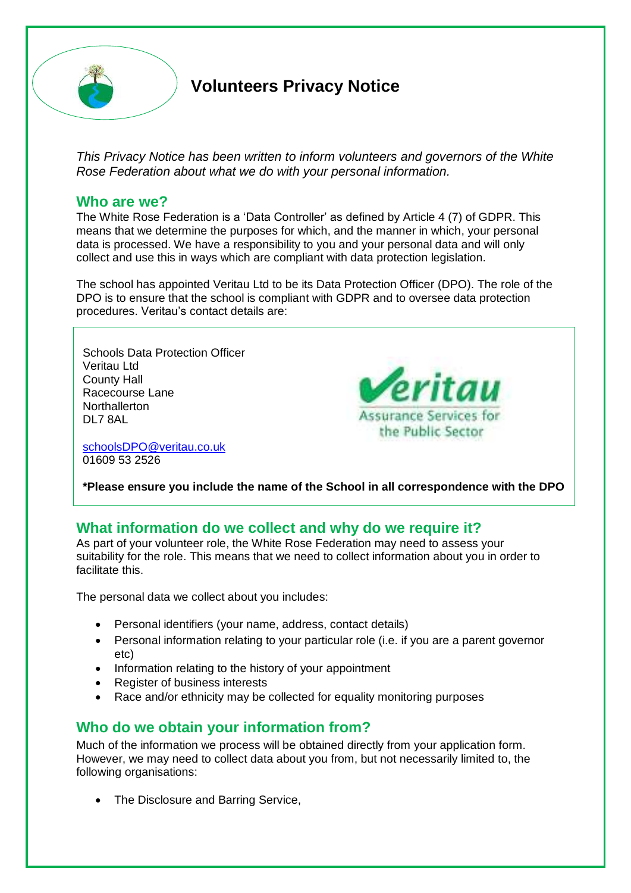# Volunteers Privacy Notice

*This Privacy Notice has been written to inform volunteers and governors of the White Rose Federation about what we do with your personal information.*

## Who are we?

The White Rose Federation is a 'Data Controller' as defined by Article 4 (7) of GDPR. This means that we determine the purposes for which, and the manner in which, your personal data is processed. We have a responsibility to you and your personal data and will only collect and use this in ways which are compliant with data protection legislation.

The school has appointed Veritau Ltd to be its Data Protection Officer (DPO). The role of the DPO is to ensure that the school is compliant with GDPR and to oversee data protection procedures. Veritau's contact details are:

Schools Data Protection Officer
Veritau Ltd
County Hall
Racecourse Lane
Northallerton
DL7 8AL

schoolsDPO@veritau.co.uk
01609 53 2526

**\*Please ensure you include the name of the School in all correspondence with the DPO**

## What information do we collect and why do we require it?

As part of your volunteer role, the White Rose Federation may need to assess your suitability for the role. This means that we need to collect information about you in order to facilitate this.

The personal data we collect about you includes:

- Personal identifiers (your name, address, contact details)
- Personal information relating to your particular role (i.e. if you are a parent governor etc)
- Information relating to the history of your appointment
- Register of business interests
- Race and/or ethnicity may be collected for equality monitoring purposes

## Who do we obtain your information from?

Much of the information we process will be obtained directly from your application form. However, we may need to collect data about you from, but not necessarily limited to, the following organisations:

- The Disclosure and Barring Service,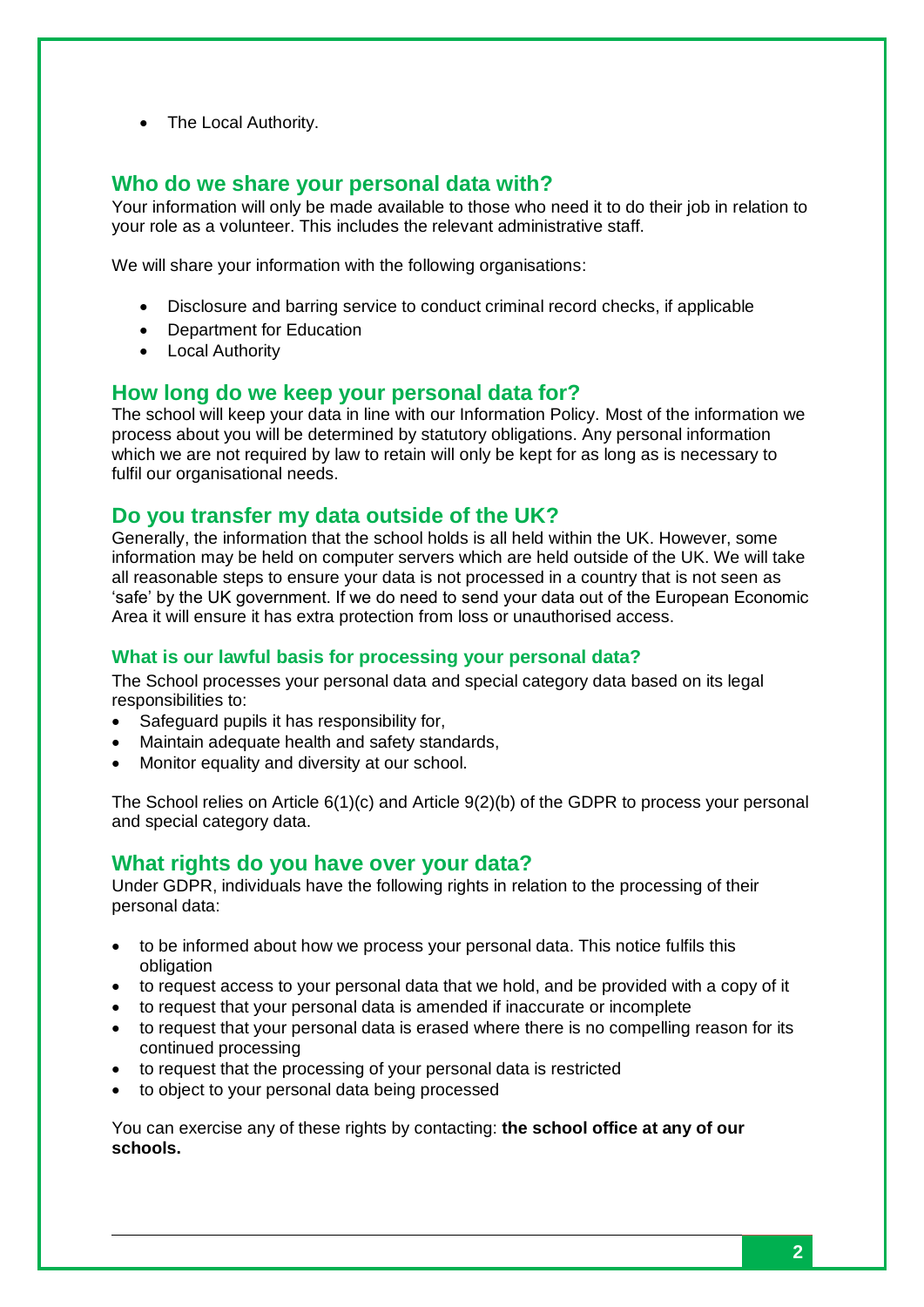- The Local Authority.

## Who do we share your personal data with?

Your information will only be made available to those who need it to do their job in relation to your role as a volunteer. This includes the relevant administrative staff.

We will share your information with the following organisations:

- Disclosure and barring service to conduct criminal record checks, if applicable
- Department for Education
- Local Authority

## How long do we keep your personal data for?

The school will keep your data in line with our Information Policy. Most of the information we process about you will be determined by statutory obligations. Any personal information which we are not required by law to retain will only be kept for as long as is necessary to fulfil our organisational needs.

## Do you transfer my data outside of the UK?

Generally, the information that the school holds is all held within the UK. However, some information may be held on computer servers which are held outside of the UK. We will take all reasonable steps to ensure your data is not processed in a country that is not seen as 'safe' by the UK government. If we do need to send your data out of the European Economic Area it will ensure it has extra protection from loss or unauthorised access.

### What is our lawful basis for processing your personal data?

The School processes your personal data and special category data based on its legal responsibilities to:

- Safeguard pupils it has responsibility for,
- Maintain adequate health and safety standards,
- Monitor equality and diversity at our school.

The School relies on Article 6(1)(c) and Article 9(2)(b) of the GDPR to process your personal and special category data.

## What rights do you have over your data?

Under GDPR, individuals have the following rights in relation to the processing of their personal data:

- to be informed about how we process your personal data. This notice fulfils this obligation
- to request access to your personal data that we hold, and be provided with a copy of it
- to request that your personal data is amended if inaccurate or incomplete
- to request that your personal data is erased where there is no compelling reason for its continued processing
- to request that the processing of your personal data is restricted
- to object to your personal data being processed

You can exercise any of these rights by contacting: **the school office at any of our schools.**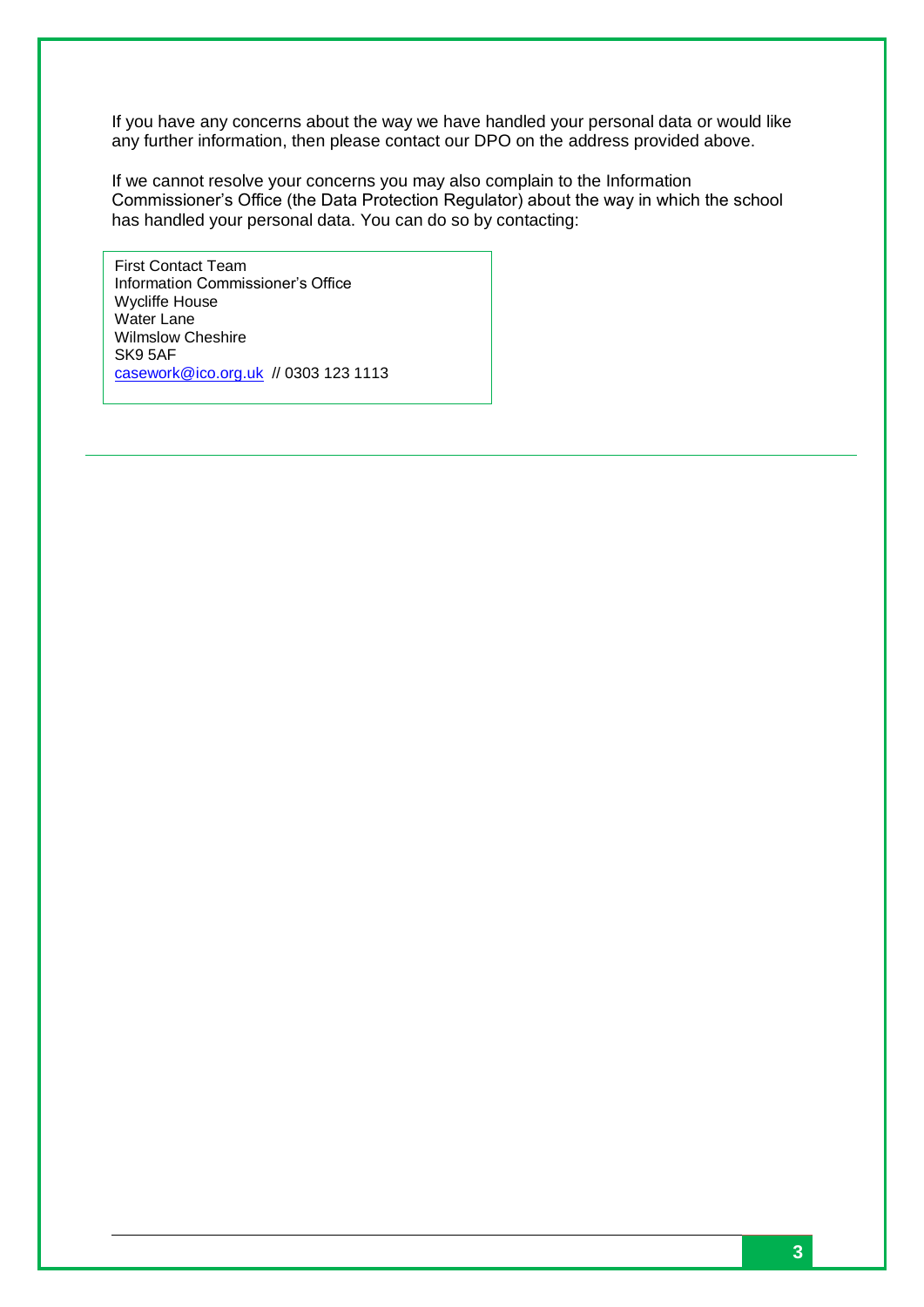If you have any concerns about the way we have handled your personal data or would like any further information, then please contact our DPO on the address provided above.

If we cannot resolve your concerns you may also complain to the Information Commissioner's Office (the Data Protection Regulator) about the way in which the school has handled your personal data. You can do so by contacting:

First Contact Team
Information Commissioner's Office
Wycliffe House
Water Lane
Wilmslow Cheshire
SK9 5AF
casework@ico.org.uk // 0303 123 1113